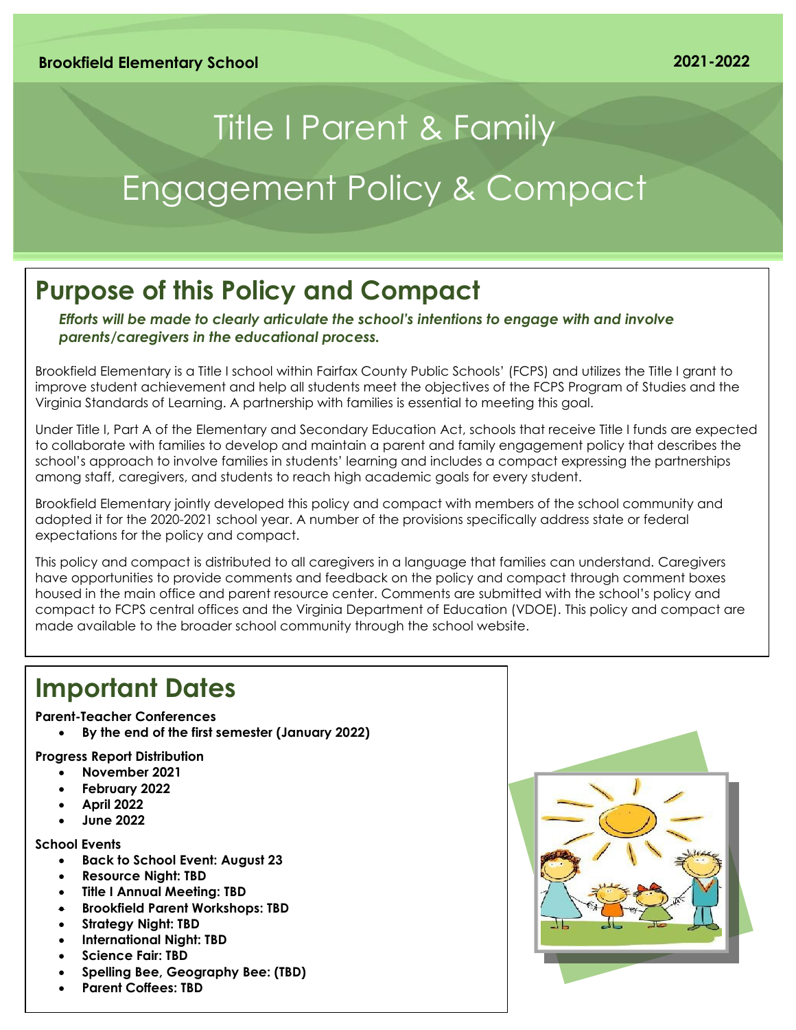**Brookfield Elementary School** **2021-2022**

# Title I Parent & Family Engagement Policy & Compact

## Purpose of this Policy and Compact

***Efforts will be made to clearly articulate the school's intentions to engage with and involve parents/caregivers in the educational process.***

Brookfield Elementary is a Title I school within Fairfax County Public Schools' (FCPS) and utilizes the Title I grant to improve student achievement and help all students meet the objectives of the FCPS Program of Studies and the Virginia Standards of Learning. A partnership with families is essential to meeting this goal.

Under Title I, Part A of the Elementary and Secondary Education Act, schools that receive Title I funds are expected to collaborate with families to develop and maintain a parent and family engagement policy that describes the school's approach to involve families in students' learning and includes a compact expressing the partnerships among staff, caregivers, and students to reach high academic goals for every student.

Brookfield Elementary jointly developed this policy and compact with members of the school community and adopted it for the 2020-2021 school year. A number of the provisions specifically address state or federal expectations for the policy and compact.

This policy and compact is distributed to all caregivers in a language that families can understand. Caregivers have opportunities to provide comments and feedback on the policy and compact through comment boxes housed in the main office and parent resource center. Comments are submitted with the school's policy and compact to FCPS central offices and the Virginia Department of Education (VDOE). This policy and compact are made available to the broader school community through the school website.

## Important Dates

**Parent-Teacher Conferences**

- **By the end of the first semester (January 2022)**

**Progress Report Distribution**

- **November 2021**
- **February 2022**
- **April 2022**
- **June 2022**

**School Events**

- **Back to School Event: August 23**
- **Resource Night: TBD**
- **Title I Annual Meeting: TBD**
- **Brookfield Parent Workshops: TBD**
- **Strategy Night: TBD**
- **International Night: TBD**
- **Science Fair: TBD**
- **Spelling Bee, Geography Bee: (TBD)**
- **Parent Coffees: TBD**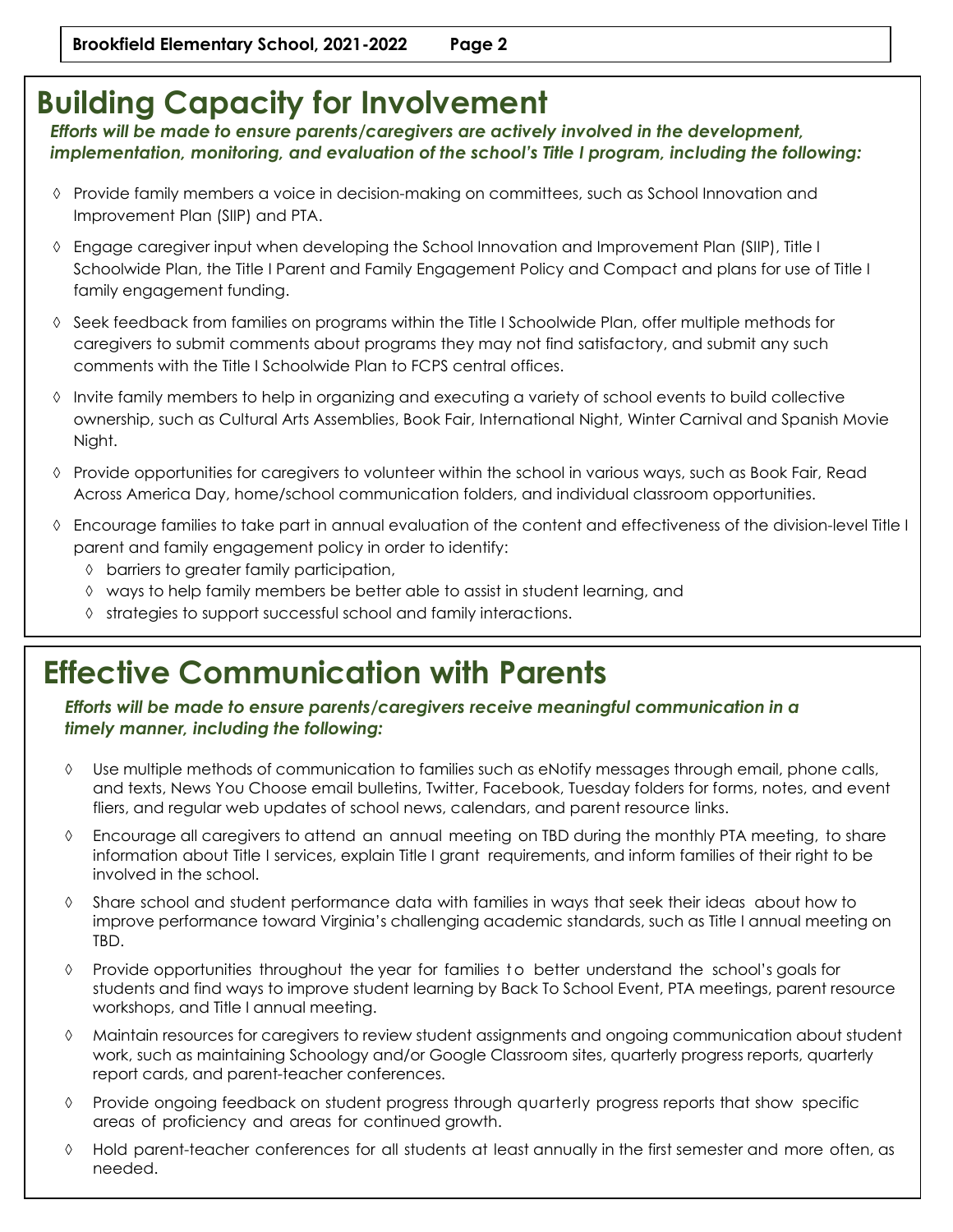# Building Capacity for Involvement

***Efforts will be made to ensure parents/caregivers are actively involved in the development, implementation, monitoring, and evaluation of the school's Title I program, including the following:***

- Provide family members a voice in decision-making on committees, such as School Innovation and Improvement Plan (SIIP) and PTA.
- Engage caregiver input when developing the School Innovation and Improvement Plan (SIIP), Title I Schoolwide Plan, the Title I Parent and Family Engagement Policy and Compact and plans for use of Title I family engagement funding.
- Seek feedback from families on programs within the Title I Schoolwide Plan, offer multiple methods for caregivers to submit comments about programs they may not find satisfactory, and submit any such comments with the Title I Schoolwide Plan to FCPS central offices.
- Invite family members to help in organizing and executing a variety of school events to build collective ownership, such as Cultural Arts Assemblies, Book Fair, International Night, Winter Carnival and Spanish Movie Night.
- Provide opportunities for caregivers to volunteer within the school in various ways, such as Book Fair, Read Across America Day, home/school communication folders, and individual classroom opportunities.
- Encourage families to take part in annual evaluation of the content and effectiveness of the division-level Title I parent and family engagement policy in order to identify:
  - barriers to greater family participation,
  - ways to help family members be better able to assist in student learning, and
  - strategies to support successful school and family interactions.

# Effective Communication with Parents

***Efforts will be made to ensure parents/caregivers receive meaningful communication in a timely manner, including the following:***

- Use multiple methods of communication to families such as eNotify messages through email, phone calls, and texts, News You Choose email bulletins, Twitter, Facebook, Tuesday folders for forms, notes, and event fliers, and regular web updates of school news, calendars, and parent resource links.
- Encourage all caregivers to attend an annual meeting on TBD during the monthly PTA meeting, to share information about Title I services, explain Title I grant requirements, and inform families of their right to be involved in the school.
- Share school and student performance data with families in ways that seek their ideas about how to improve performance toward Virginia's challenging academic standards, such as Title I annual meeting on TBD.
- Provide opportunities throughout the year for families to better understand the school's goals for students and find ways to improve student learning by Back To School Event, PTA meetings, parent resource workshops, and Title I annual meeting.
- Maintain resources for caregivers to review student assignments and ongoing communication about student work, such as maintaining Schoology and/or Google Classroom sites, quarterly progress reports, quarterly report cards, and parent-teacher conferences.
- Provide ongoing feedback on student progress through quarterly progress reports that show specific areas of proficiency and areas for continued growth.
- Hold parent-teacher conferences for all students at least annually in the first semester and more often, as needed.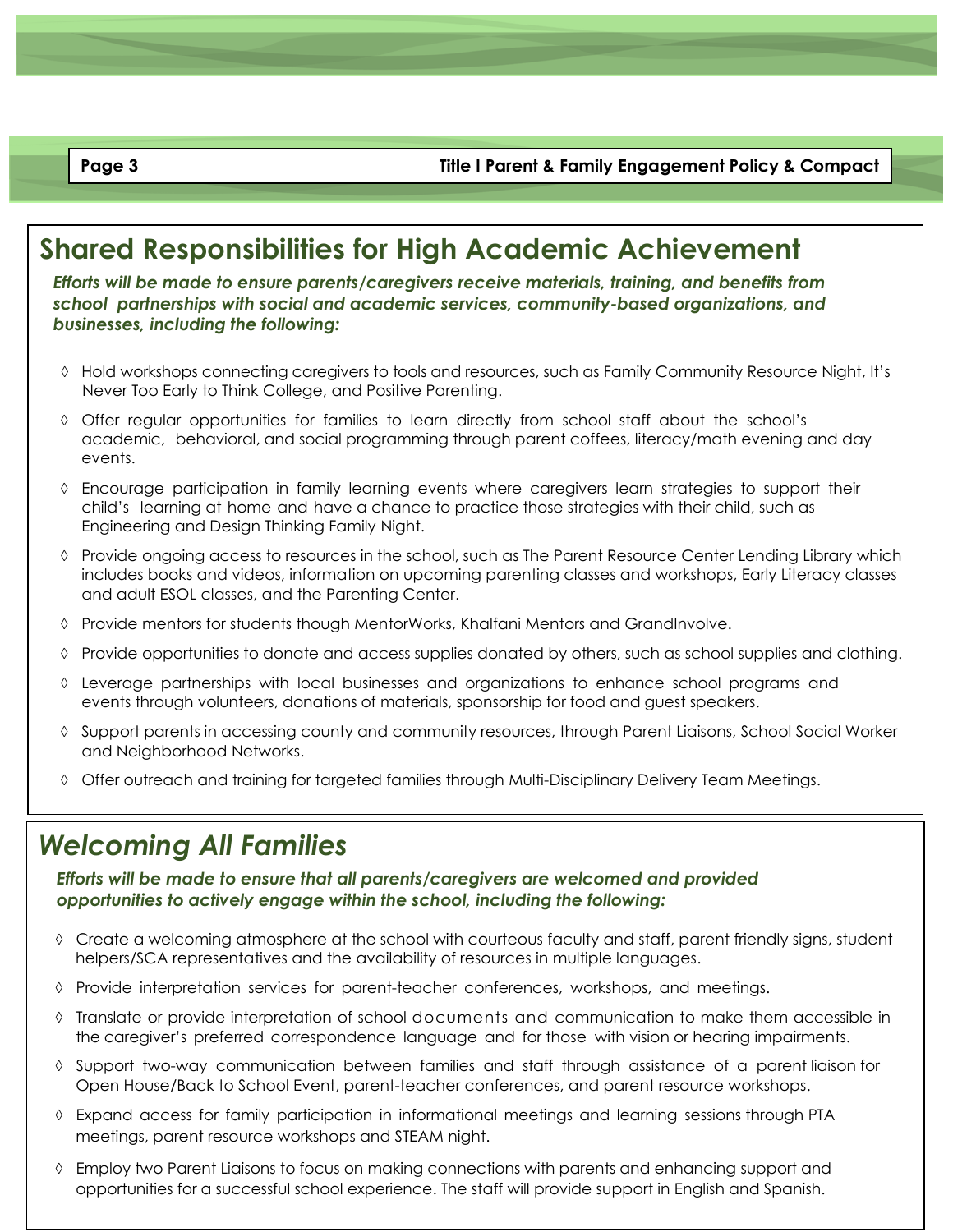## Shared Responsibilities for High Academic Achievement

***Efforts will be made to ensure parents/caregivers receive materials, training, and benefits from school partnerships with social and academic services, community-based organizations, and businesses, including the following:***

- Hold workshops connecting caregivers to tools and resources, such as Family Community Resource Night, It's Never Too Early to Think College, and Positive Parenting.
- Offer regular opportunities for families to learn directly from school staff about the school's academic, behavioral, and social programming through parent coffees, literacy/math evening and day events.
- Encourage participation in family learning events where caregivers learn strategies to support their child's learning at home and have a chance to practice those strategies with their child, such as Engineering and Design Thinking Family Night.
- Provide ongoing access to resources in the school, such as The Parent Resource Center Lending Library which includes books and videos, information on upcoming parenting classes and workshops, Early Literacy classes and adult ESOL classes, and the Parenting Center.
- Provide mentors for students though MentorWorks, Khalfani Mentors and GrandInvolve.
- Provide opportunities to donate and access supplies donated by others, such as school supplies and clothing.
- Leverage partnerships with local businesses and organizations to enhance school programs and events through volunteers, donations of materials, sponsorship for food and guest speakers.
- Support parents in accessing county and community resources, through Parent Liaisons, School Social Worker and Neighborhood Networks.
- Offer outreach and training for targeted families through Multi-Disciplinary Delivery Team Meetings.

## *Welcoming All Families*

***Efforts will be made to ensure that all parents/caregivers are welcomed and provided opportunities to actively engage within the school, including the following:***

- Create a welcoming atmosphere at the school with courteous faculty and staff, parent friendly signs, student helpers/SCA representatives and the availability of resources in multiple languages.
- Provide interpretation services for parent-teacher conferences, workshops, and meetings.
- Translate or provide interpretation of school documents and communication to make them accessible in the caregiver's preferred correspondence language and for those with vision or hearing impairments.
- Support two-way communication between families and staff through assistance of a parent liaison for Open House/Back to School Event, parent-teacher conferences, and parent resource workshops.
- Expand access for family participation in informational meetings and learning sessions through PTA meetings, parent resource workshops and STEAM night.
- Employ two Parent Liaisons to focus on making connections with parents and enhancing support and opportunities for a successful school experience. The staff will provide support in English and Spanish.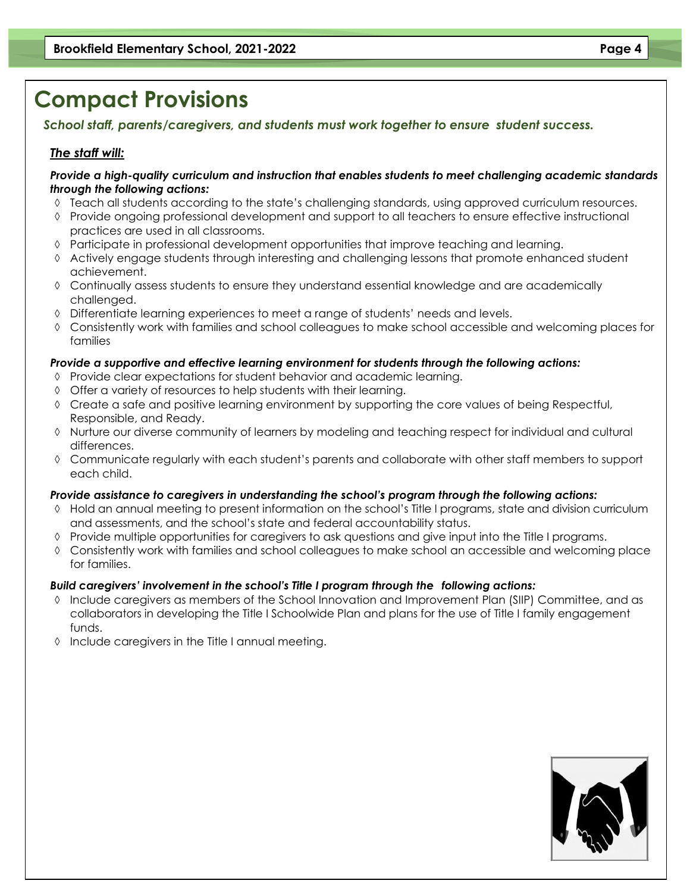# Compact Provisions

***School staff, parents/caregivers, and students must work together to ensure student success.***

***The staff will:***

***Provide a high-quality curriculum and instruction that enables students to meet challenging academic standards through the following actions:***

- Teach all students according to the state's challenging standards, using approved curriculum resources.
- Provide ongoing professional development and support to all teachers to ensure effective instructional practices are used in all classrooms.
- Participate in professional development opportunities that improve teaching and learning.
- Actively engage students through interesting and challenging lessons that promote enhanced student achievement.
- Continually assess students to ensure they understand essential knowledge and are academically challenged.
- Differentiate learning experiences to meet a range of students' needs and levels.
- Consistently work with families and school colleagues to make school accessible and welcoming places for families

***Provide a supportive and effective learning environment for students through the following actions:***

- Provide clear expectations for student behavior and academic learning.
- Offer a variety of resources to help students with their learning.
- Create a safe and positive learning environment by supporting the core values of being Respectful, Responsible, and Ready.
- Nurture our diverse community of learners by modeling and teaching respect for individual and cultural differences.
- Communicate regularly with each student's parents and collaborate with other staff members to support each child.

***Provide assistance to caregivers in understanding the school's program through the following actions:***

- Hold an annual meeting to present information on the school's Title I programs, state and division curriculum and assessments, and the school's state and federal accountability status.
- Provide multiple opportunities for caregivers to ask questions and give input into the Title I programs.
- Consistently work with families and school colleagues to make school an accessible and welcoming place for families.

***Build caregivers' involvement in the school's Title I program through the following actions:***

- Include caregivers as members of the School Innovation and Improvement Plan (SIIP) Committee, and as collaborators in developing the Title I Schoolwide Plan and plans for the use of Title I family engagement funds.
- Include caregivers in the Title I annual meeting.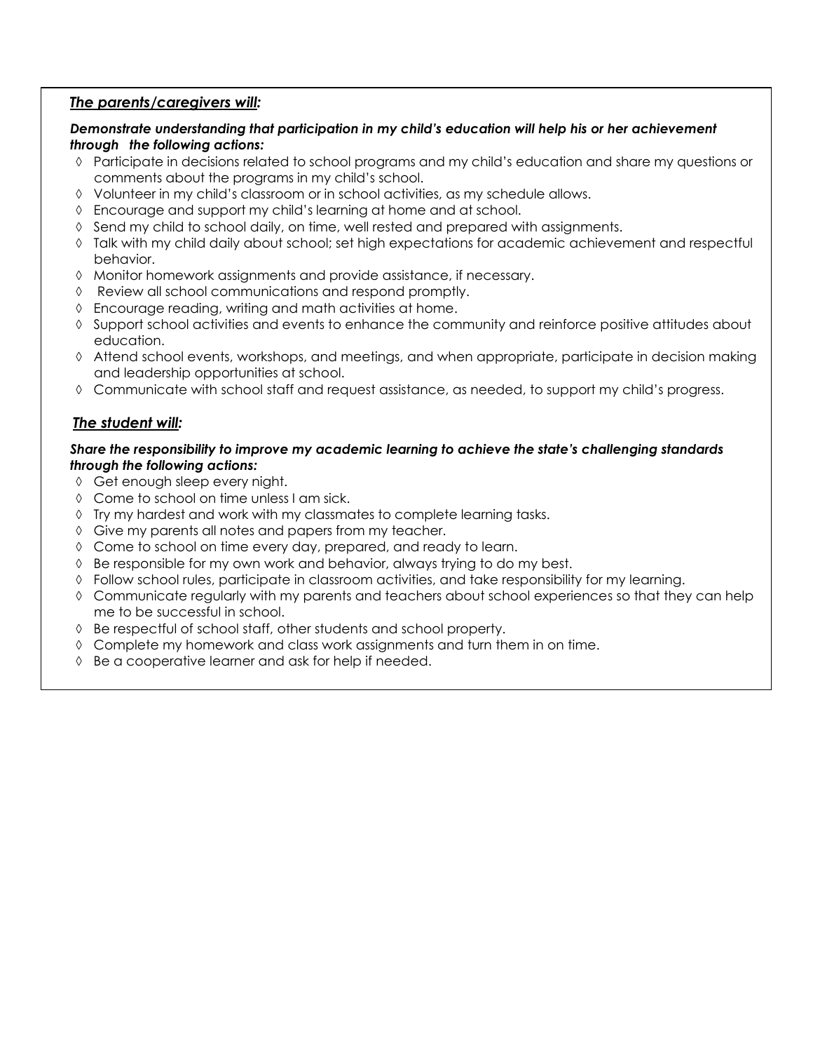***The parents/caregivers will:***

***Demonstrate understanding that participation in my child's education will help his or her achievement through the following actions:***

- Participate in decisions related to school programs and my child's education and share my questions or comments about the programs in my child's school.
- Volunteer in my child's classroom or in school activities, as my schedule allows.
- Encourage and support my child's learning at home and at school.
- Send my child to school daily, on time, well rested and prepared with assignments.
- Talk with my child daily about school; set high expectations for academic achievement and respectful behavior.
- Monitor homework assignments and provide assistance, if necessary.
- Review all school communications and respond promptly.
- Encourage reading, writing and math activities at home.
- Support school activities and events to enhance the community and reinforce positive attitudes about education.
- Attend school events, workshops, and meetings, and when appropriate, participate in decision making and leadership opportunities at school.
- Communicate with school staff and request assistance, as needed, to support my child's progress.

***The student will:***

***Share the responsibility to improve my academic learning to achieve the state's challenging standards through the following actions:***

- Get enough sleep every night.
- Come to school on time unless I am sick.
- Try my hardest and work with my classmates to complete learning tasks.
- Give my parents all notes and papers from my teacher.
- Come to school on time every day, prepared, and ready to learn.
- Be responsible for my own work and behavior, always trying to do my best.
- Follow school rules, participate in classroom activities, and take responsibility for my learning.
- Communicate regularly with my parents and teachers about school experiences so that they can help me to be successful in school.
- Be respectful of school staff, other students and school property.
- Complete my homework and class work assignments and turn them in on time.
- Be a cooperative learner and ask for help if needed.